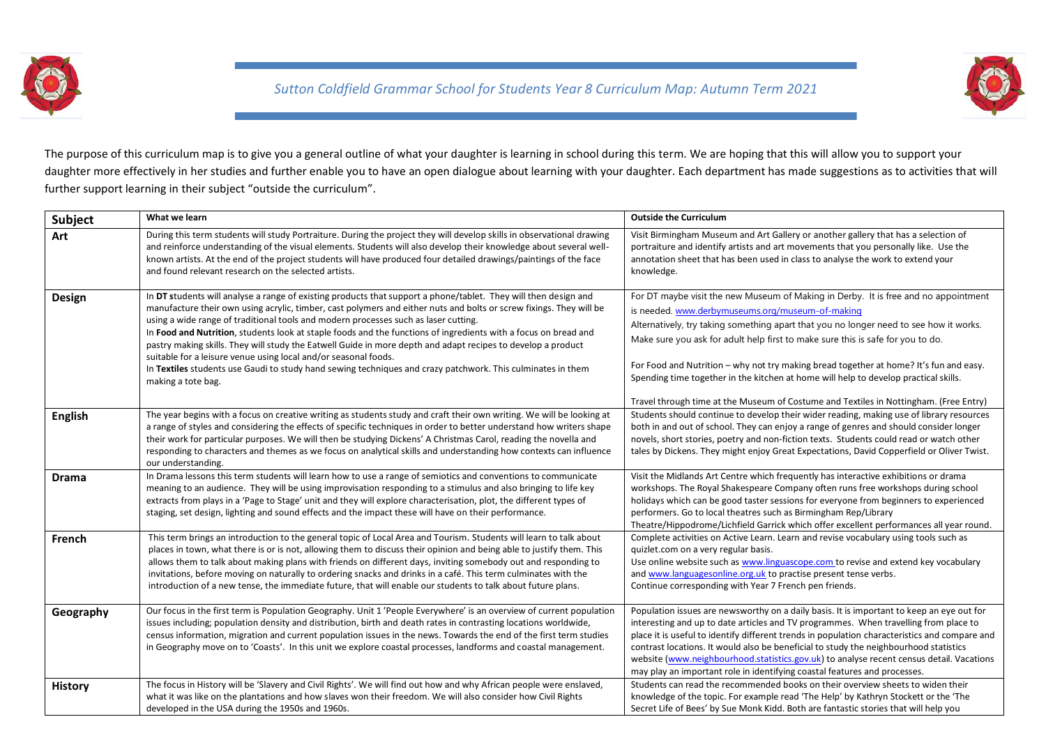# *Sutton Coldfield Grammar School for Students Year 8 Curriculum Map: Autumn Term 2021*

The purpose of this curriculum map is to give you a general outline of what your daughter is learning in school during this term. We are hoping that this will allow you to support your daughter more effectively in her studies and further enable you to have an open dialogue about learning with your daughter. Each department has made suggestions as to activities that will further support learning in their subject "outside the curriculum".

| Subject | What we learn | Outside the Curriculum |
|---|---|---|
| **Art** | During this term students will study Portraiture. During the project they will develop skills in observational drawing and reinforce understanding of the visual elements. Students will also develop their knowledge about several well-known artists. At the end of the project students will have produced four detailed drawings/paintings of the face and found relevant research on the selected artists. | Visit Birmingham Museum and Art Gallery or another gallery that has a selection of portraiture and identify artists and art movements that you personally like. Use the annotation sheet that has been used in class to analyse the work to extend your knowledge. |
| **Design** | In **DT** students will analyse a range of existing products that support a phone/tablet. They will then design and manufacture their own using acrylic, timber, cast polymers and either nuts and bolts or screw fixings. They will be using a wide range of traditional tools and modern processes such as laser cutting.<br>In **Food and Nutrition**, students look at staple foods and the functions of ingredients with a focus on bread and pastry making skills. They will study the Eatwell Guide in more depth and adapt recipes to develop a product suitable for a leisure venue using local and/or seasonal foods.<br>In **Textiles** students use Gaudi to study hand sewing techniques and crazy patchwork. This culminates in them making a tote bag. | For DT maybe visit the new Museum of Making in Derby. It is free and no appointment is needed. www.derbymuseums.org/museum-of-making<br>Alternatively, try taking something apart that you no longer need to see how it works. Make sure you ask for adult help first to make sure this is safe for you to do.<br>For Food and Nutrition – why not try making bread together at home? It's fun and easy. Spending time together in the kitchen at home will help to develop practical skills.<br>Travel through time at the Museum of Costume and Textiles in Nottingham. (Free Entry) |
| **English** | The year begins with a focus on creative writing as students study and craft their own writing. We will be looking at a range of styles and considering the effects of specific techniques in order to better understand how writers shape their work for particular purposes. We will then be studying Dickens' A Christmas Carol, reading the novella and responding to characters and themes as we focus on analytical skills and understanding how contexts can influence our understanding. | Students should continue to develop their wider reading, making use of library resources both in and out of school. They can enjoy a range of genres and should consider longer novels, short stories, poetry and non-fiction texts. Students could read or watch other tales by Dickens. They might enjoy Great Expectations, David Copperfield or Oliver Twist. |
| **Drama** | In Drama lessons this term students will learn how to use a range of semiotics and conventions to communicate meaning to an audience. They will be using improvisation responding to a stimulus and also bringing to life key extracts from plays in a 'Page to Stage' unit and they will explore characterisation, plot, the different types of staging, set design, lighting and sound effects and the impact these will have on their performance. | Visit the Midlands Art Centre which frequently has interactive exhibitions or drama workshops. The Royal Shakespeare Company often runs free workshops during school holidays which can be good taster sessions for everyone from beginners to experienced performers. Go to local theatres such as Birmingham Rep/Library Theatre/Hippodrome/Lichfield Garrick which offer excellent performances all year round. |
| **French** | This term brings an introduction to the general topic of Local Area and Tourism. Students will learn to talk about places in town, what there is or is not, allowing them to discuss their opinion and being able to justify them. This allows them to talk about making plans with friends on different days, inviting somebody out and responding to invitations, before moving on naturally to ordering snacks and drinks in a café. This term culminates with the introduction of a new tense, the immediate future, that will enable our students to talk about future plans. | Complete activities on Active Learn. Learn and revise vocabulary using tools such as quizlet.com on a very regular basis.<br>Use online website such as www.linguascope.com to revise and extend key vocabulary and www.languagesonline.org.uk to practise present tense verbs.<br>Continue corresponding with Year 7 French pen friends. |
| **Geography** | Our focus in the first term is Population Geography. Unit 1 'People Everywhere' is an overview of current population issues including; population density and distribution, birth and death rates in contrasting locations worldwide, census information, migration and current population issues in the news. Towards the end of the first term studies in Geography move on to 'Coasts'. In this unit we explore coastal processes, landforms and coastal management. | Population issues are newsworthy on a daily basis. It is important to keep an eye out for interesting and up to date articles and TV programmes. When travelling from place to place it is useful to identify different trends in population characteristics and compare and contrast locations. It would also be beneficial to study the neighbourhood statistics website (www.neighbourhood.statistics.gov.uk) to analyse recent census detail. Vacations may play an important role in identifying coastal features and processes. |
| **History** | The focus in History will be 'Slavery and Civil Rights'. We will find out how and why African people were enslaved, what it was like on the plantations and how slaves won their freedom. We will also consider how Civil Rights developed in the USA during the 1950s and 1960s. | Students can read the recommended books on their overview sheets to widen their knowledge of the topic. For example read 'The Help' by Kathryn Stockett or the 'The Secret Life of Bees' by Sue Monk Kidd. Both are fantastic stories that will help you |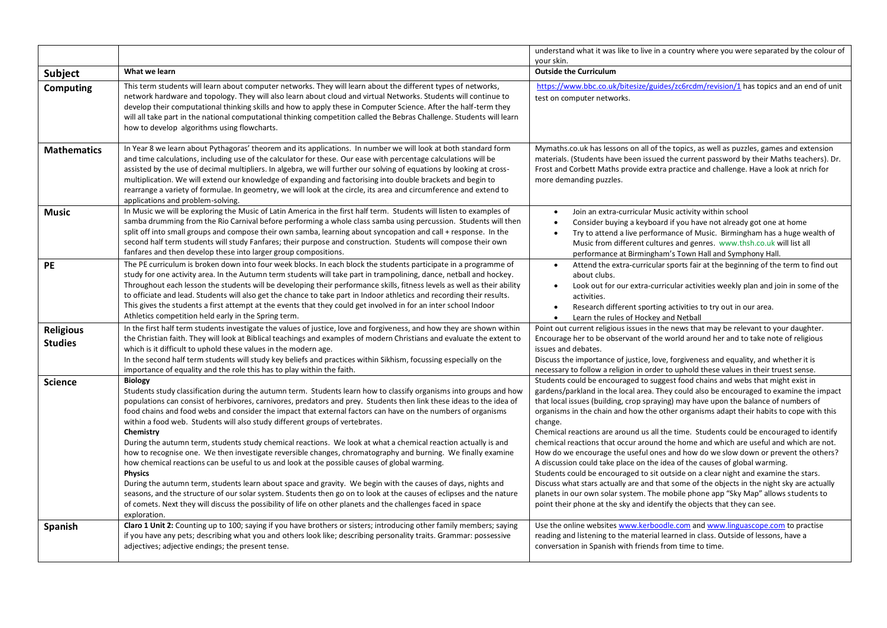| | | |
|---|---|---|
| | | understand what it was like to live in a country where you were separated by the colour of your skin. |
| **Subject** | **What we learn** | **Outside the Curriculum** |
| **Computing** | This term students will learn about computer networks. They will learn about the different types of networks, network hardware and topology. They will also learn about cloud and virtual Networks. Students will continue to develop their computational thinking skills and how to apply these in Computer Science. After the half-term they will all take part in the national computational thinking competition called the Bebras Challenge. Students will learn how to develop algorithms using flowcharts. | https://www.bbc.co.uk/bitesize/guides/zc6rcdm/revision/1 has topics and an end of unit test on computer networks. |
| **Mathematics** | In Year 8 we learn about Pythagoras' theorem and its applications. In number we will look at both standard form and time calculations, including use of the calculator for these. Our ease with percentage calculations will be assisted by the use of decimal multipliers. In algebra, we will further our solving of equations by looking at cross-multiplication. We will extend our knowledge of expanding and factorising into double brackets and begin to rearrange a variety of formulae. In geometry, we will look at the circle, its area and circumference and extend to applications and problem-solving. | Mymaths.co.uk has lessons on all of the topics, as well as puzzles, games and extension materials. (Students have been issued the current password by their Maths teachers). Dr. Frost and Corbett Maths provide extra practice and challenge. Have a look at nrich for more demanding puzzles. |
| **Music** | In Music we will be exploring the Music of Latin America in the first half term. Students will listen to examples of samba drumming from the Rio Carnival before performing a whole class samba using percussion. Students will then split off into small groups and compose their own samba, learning about syncopation and call + response. In the second half term students will study Fanfares; their purpose and construction. Students will compose their own fanfares and then develop these into larger group compositions. | • Join an extra-curricular Music activity within school<br>• Consider buying a keyboard if you have not already got one at home<br>• Try to attend a live performance of Music. Birmingham has a huge wealth of Music from different cultures and genres. www.thsh.co.uk will list all performance at Birmingham's Town Hall and Symphony Hall. |
| **PE** | The PE curriculum is broken down into four week blocks. In each block the students participate in a programme of study for one activity area. In the Autumn term students will take part in trampolining, dance, netball and hockey. Throughout each lesson the students will be developing their performance skills, fitness levels as well as their ability to officiate and lead. Students will also get the chance to take part in Indoor athletics and recording their results. This gives the students a first attempt at the events that they could get involved in for an inter school Indoor Athletics competition held early in the Spring term. | • Attend the extra-curricular sports fair at the beginning of the term to find out about clubs.<br>• Look out for our extra-curricular activities weekly plan and join in some of the activities.<br>• Research different sporting activities to try out in our area.<br>• Learn the rules of Hockey and Netball |
| **Religious Studies** | In the first half term students investigate the values of justice, love and forgiveness, and how they are shown within the Christian faith. They will look at Biblical teachings and examples of modern Christians and evaluate the extent to which is it difficult to uphold these values in the modern age.<br>In the second half term students will study key beliefs and practices within Sikhism, focussing especially on the importance of equality and the role this has to play within the faith. | Point out current religious issues in the news that may be relevant to your daughter. Encourage her to be observant of the world around her and to take note of religious issues and debates.<br>Discuss the importance of justice, love, forgiveness and equality, and whether it is necessary to follow a religion in order to uphold these values in their truest sense. |
| **Science** | **Biology**<br>Students study classification during the autumn term. Students learn how to classify organisms into groups and how populations can consist of herbivores, carnivores, predators and prey. Students then link these ideas to the idea of food chains and food webs and consider the impact that external factors can have on the numbers of organisms within a food web. Students will also study different groups of vertebrates.<br>**Chemistry**<br>During the autumn term, students study chemical reactions. We look at what a chemical reaction actually is and how to recognise one. We then investigate reversible changes, chromatography and burning. We finally examine how chemical reactions can be useful to us and look at the possible causes of global warming.<br>**Physics**<br>During the autumn term, students learn about space and gravity. We begin with the causes of days, nights and seasons, and the structure of our solar system. Students then go on to look at the causes of eclipses and the nature of comets. Next they will discuss the possibility of life on other planets and the challenges faced in space exploration. | Students could be encouraged to suggest food chains and webs that might exist in gardens/parkland in the local area. They could also be encouraged to examine the impact that local issues (building, crop spraying) may have upon the balance of numbers of organisms in the chain and how the other organisms adapt their habits to cope with this change.<br>Chemical reactions are around us all the time. Students could be encouraged to identify chemical reactions that occur around the home and which are useful and which are not. How do we encourage the useful ones and how do we slow down or prevent the others? A discussion could take place on the idea of the causes of global warming.<br>Students could be encouraged to sit outside on a clear night and examine the stars. Discuss what stars actually are and that some of the objects in the night sky are actually planets in our own solar system. The mobile phone app "Sky Map" allows students to point their phone at the sky and identify the objects that they can see. |
| **Spanish** | **Claro 1 Unit 2:** Counting up to 100; saying if you have brothers or sisters; introducing other family members; saying if you have any pets; describing what you and others look like; describing personality traits. Grammar: possessive adjectives; adjective endings; the present tense. | Use the online websites www.kerboodle.com and www.linguascope.com to practise reading and listening to the material learned in class. Outside of lessons, have a conversation in Spanish with friends from time to time. |